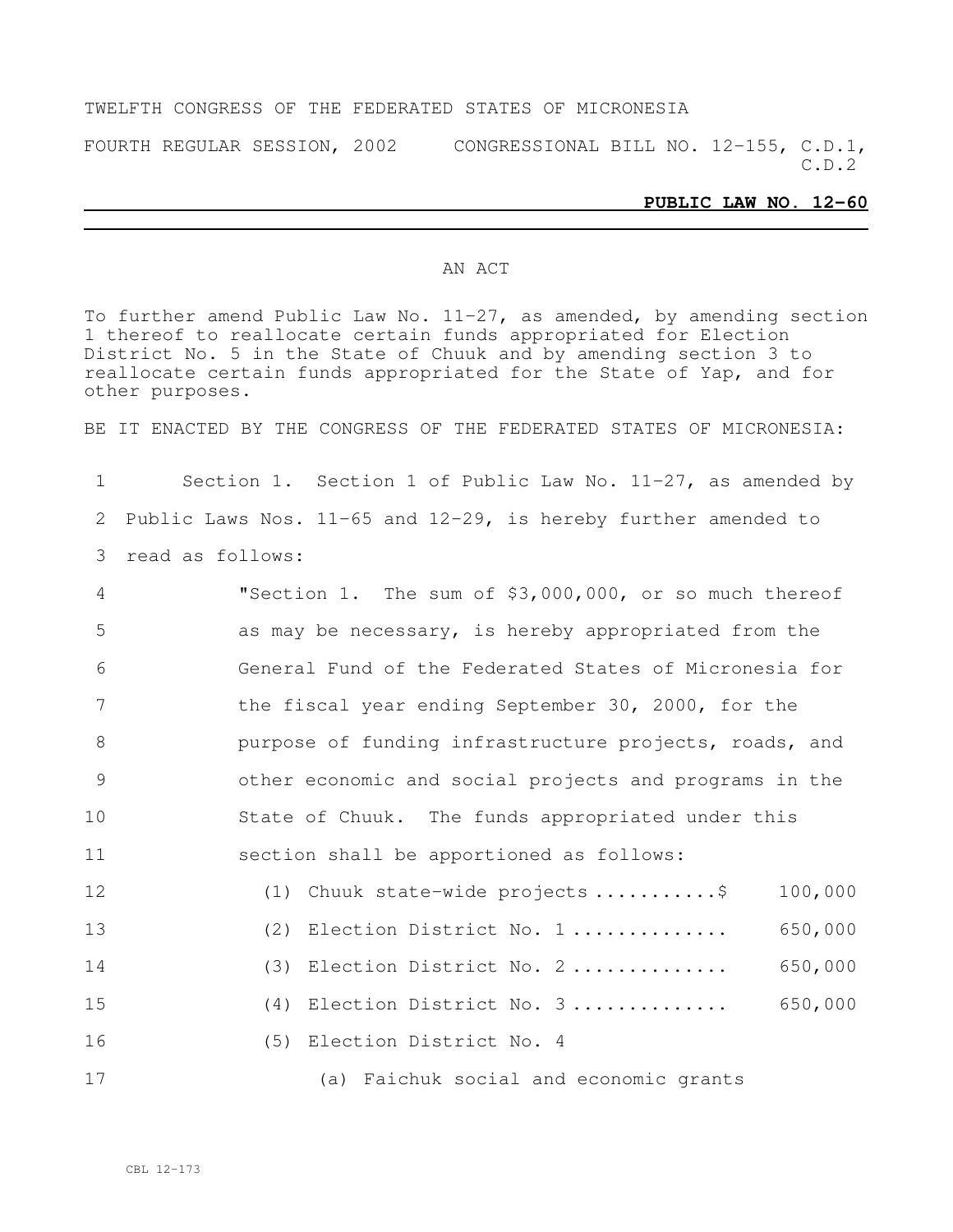TWELFTH CONGRESS OF THE FEDERATED STATES OF MICRONESIA

FOURTH REGULAR SESSION, 2002 CONGRESSIONAL BILL NO. 12-155, C.D.1, C.D.2

**PUBLIC LAW NO. 12-60**

AN ACT

To further amend Public Law No. 11-27, as amended, by amending section 1 thereof to reallocate certain funds appropriated for Election District No. 5 in the State of Chuuk and by amending section 3 to reallocate certain funds appropriated for the State of Yap, and for other purposes.

BE IT ENACTED BY THE CONGRESS OF THE FEDERATED STATES OF MICRONESIA:

1 Section 1. Section 1 of Public Law No. 11-27, as amended by
2 Public Laws Nos. 11-65 and 12-29, is hereby further amended to
3 read as follows:

4 "Section 1. The sum of $3,000,000, or so much thereof
5 as may be necessary, is hereby appropriated from the
6 General Fund of the Federated States of Micronesia for
7 the fiscal year ending September 30, 2000, for the
8 purpose of funding infrastructure projects, roads, and
9 other economic and social projects and programs in the
10 State of Chuuk. The funds appropriated under this
11 section shall be apportioned as follows:

12 (1) Chuuk state-wide projects ...........$ 100,000
13 (2) Election District No. 1 ............. 650,000
14 (3) Election District No. 2 ............. 650,000
15 (4) Election District No. 3 ............. 650,000
16 (5) Election District No. 4
17 (a) Faichuk social and economic grants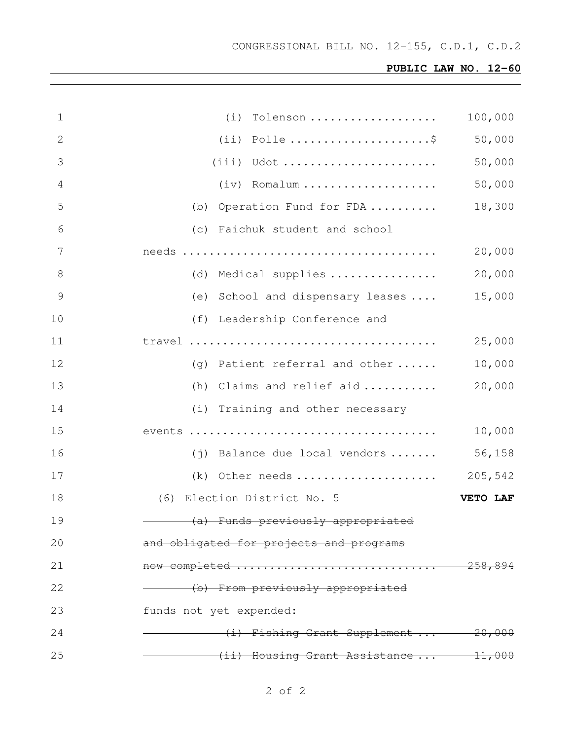(i) Tolenson .................. 100,000

(ii) Polle ....................$ 50,000

(iii) Udot ...................... 50,000

(iv) Romalum ................... 50,000

(b) Operation Fund for FDA .......... 18,300

(c) Faichuk student and school needs ...................................... 20,000

(d) Medical supplies ................ 20,000

(e) School and dispensary leases .... 15,000

(f) Leadership Conference and travel .................................... 25,000

(g) Patient referral and other ...... 10,000

(h) Claims and relief aid ........... 20,000

(i) Training and other necessary events .................................... 10,000

(j) Balance due local vendors ....... 56,158

(k) Other needs ..................... 205,542

~~(6) Election District No. 5~~ **VETO LAF**

~~(a) Funds previously appropriated and obligated for projects and programs now completed ............................. 258,894~~

~~(b) From previously appropriated funds not yet expended:~~

~~(i) Fishing Grant Supplement ... 20,000~~

~~(ii) Housing Grant Assistance ... 11,000~~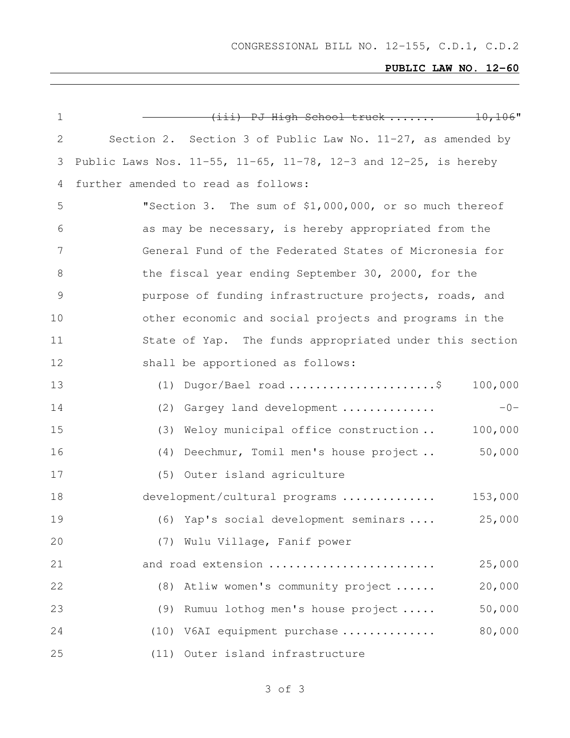~~(iii) PJ High School truck ....... 10,106~~"

Section 2. Section 3 of Public Law No. 11-27, as amended by Public Laws Nos. 11-55, 11-65, 11-78, 12-3 and 12-25, is hereby further amended to read as follows:

"Section 3. The sum of $1,000,000, or so much thereof as may be necessary, is hereby appropriated from the General Fund of the Federated States of Micronesia for the fiscal year ending September 30, 2000, for the purpose of funding infrastructure projects, roads, and other economic and social projects and programs in the State of Yap. The funds appropriated under this section shall be apportioned as follows:

| | |
|---|---|
| (1) Dugor/Bael road ......................$ | 100,000 |
| (2) Gargey land development ............. | -0- |
| (3) Weloy municipal office construction .. | 100,000 |
| (4) Deechmur, Tomil men's house project .. | 50,000 |
| (5) Outer island agriculture development/cultural programs ............. | 153,000 |
| (6) Yap's social development seminars .... | 25,000 |
| (7) Wulu Village, Fanif power and road extension ........................ | 25,000 |
| (8) Atliw women's community project ...... | 20,000 |
| (9) Rumuu lothog men's house project ..... | 50,000 |
| (10) V6AI equipment purchase ............. | 80,000 |
| (11) Outer island infrastructure | |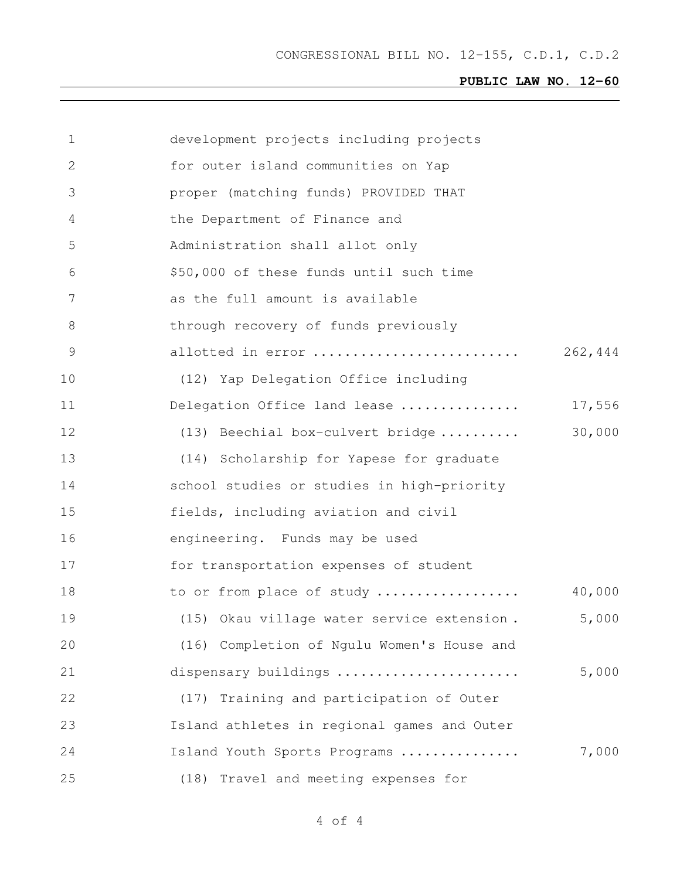development projects including projects for outer island communities on Yap proper (matching funds) PROVIDED THAT the Department of Finance and Administration shall allot only $50,000 of these funds until such time as the full amount is available through recovery of funds previously allotted in error .......................... 262,444

(12) Yap Delegation Office including Delegation Office land lease ............... 17,556

(13) Beechial box-culvert bridge .......... 30,000

(14) Scholarship for Yapese for graduate school studies or studies in high-priority fields, including aviation and civil engineering. Funds may be used for transportation expenses of student to or from place of study .................. 40,000

(15) Okau village water service extension . 5,000

(16) Completion of Ngulu Women's House and dispensary buildings ....................... 5,000

(17) Training and participation of Outer Island athletes in regional games and Outer Island Youth Sports Programs ............... 7,000

(18) Travel and meeting expenses for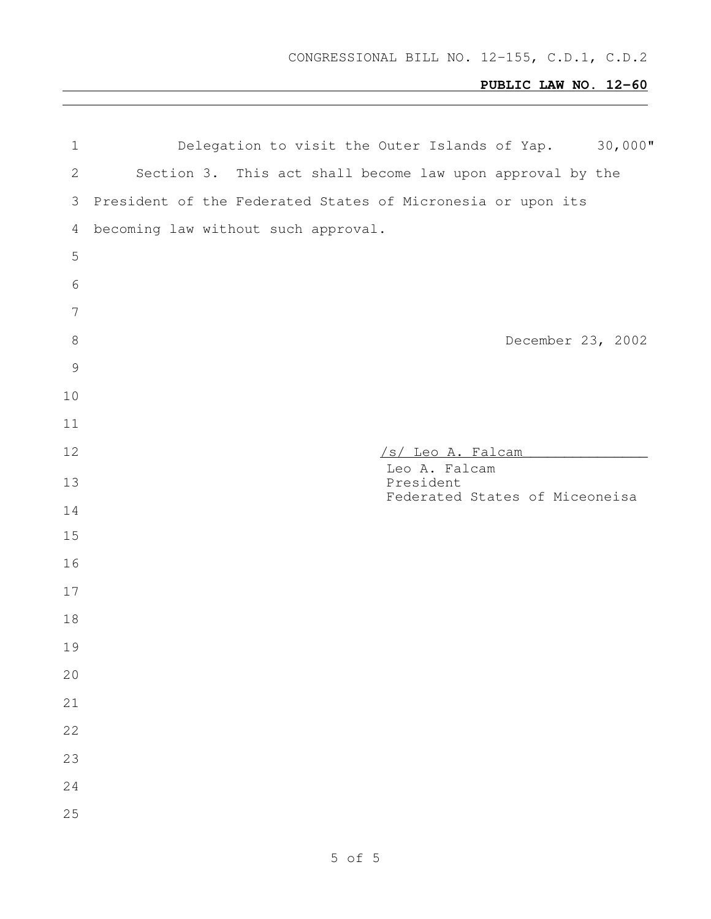Delegation to visit the Outer Islands of Yap. 30,000"

Section 3. This act shall become law upon approval by the President of the Federated States of Micronesia or upon its becoming law without such approval.

December 23, 2002

/s/ Leo A. Falcam

Leo A. Falcam
President
Federated States of Miceoneisa